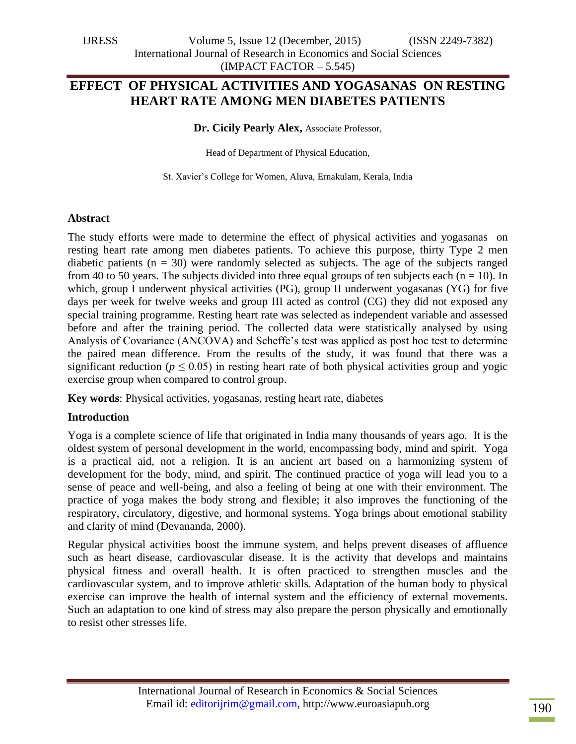# EFFECT OF PHYSICAL ACTIVITIES AND YOGASANAS ON RESTING HEART RATE AMONG MEN DIABETES PATIENTS

**Dr. Cicily Pearly Alex,** Associate Professor,

Head of Department of Physical Education,

St. Xavier's College for Women, Aluva, Ernakulam, Kerala, India

### Abstract

The study efforts were made to determine the effect of physical activities and yogasanas on resting heart rate among men diabetes patients. To achieve this purpose, thirty Type 2 men diabetic patients (n = 30) were randomly selected as subjects. The age of the subjects ranged from 40 to 50 years. The subjects divided into three equal groups of ten subjects each (n = 10). In which, group I underwent physical activities (PG), group II underwent yogasanas (YG) for five days per week for twelve weeks and group III acted as control (CG) they did not exposed any special training programme. Resting heart rate was selected as independent variable and assessed before and after the training period. The collected data were statistically analysed by using Analysis of Covariance (ANCOVA) and Scheffe's test was applied as post hoc test to determine the paired mean difference. From the results of the study, it was found that there was a significant reduction ($p \leq 0.05$) in resting heart rate of both physical activities group and yogic exercise group when compared to control group.

**Key words**: Physical activities, yogasanas, resting heart rate, diabetes

### Introduction

Yoga is a complete science of life that originated in India many thousands of years ago. It is the oldest system of personal development in the world, encompassing body, mind and spirit. Yoga is a practical aid, not a religion. It is an ancient art based on a harmonizing system of development for the body, mind, and spirit. The continued practice of yoga will lead you to a sense of peace and well-being, and also a feeling of being at one with their environment. The practice of yoga makes the body strong and flexible; it also improves the functioning of the respiratory, circulatory, digestive, and hormonal systems. Yoga brings about emotional stability and clarity of mind (Devananda, 2000).

Regular physical activities boost the immune system, and helps prevent diseases of affluence such as heart disease, cardiovascular disease. It is the activity that develops and maintains physical fitness and overall health. It is often practiced to strengthen muscles and the cardiovascular system, and to improve athletic skills. Adaptation of the human body to physical exercise can improve the health of internal system and the efficiency of external movements. Such an adaptation to one kind of stress may also prepare the person physically and emotionally to resist other stresses life.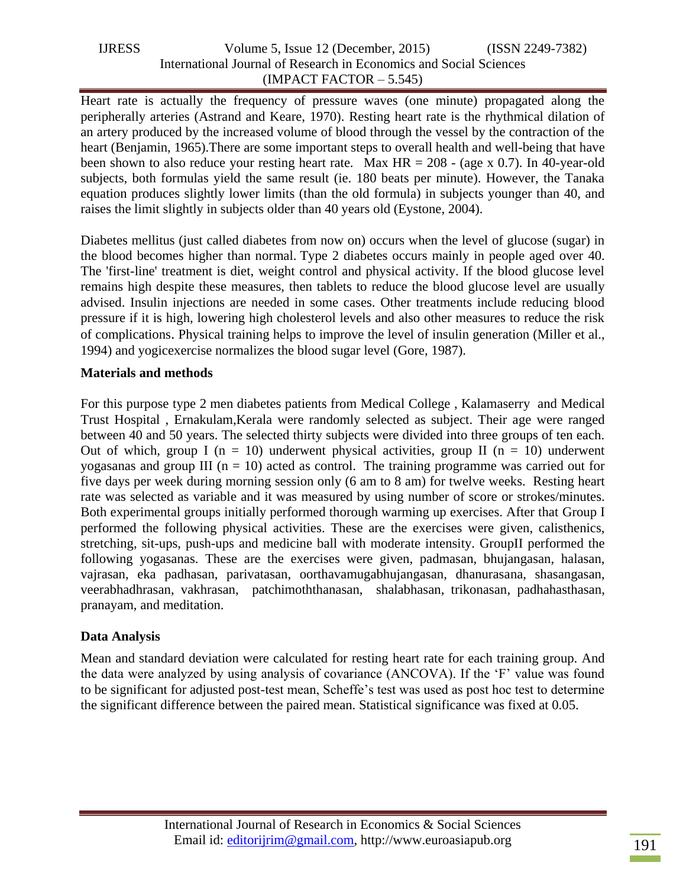Heart rate is actually the frequency of pressure waves (one minute) propagated along the peripherally arteries (Astrand and Keare, 1970). Resting heart rate is the rhythmical dilation of an artery produced by the increased volume of blood through the vessel by the contraction of the heart (Benjamin, 1965).There are some important steps to overall health and well-being that have been shown to also reduce your resting heart rate. Max HR = 208 - (age x 0.7). In 40-year-old subjects, both formulas yield the same result (ie. 180 beats per minute). However, the Tanaka equation produces slightly lower limits (than the old formula) in subjects younger than 40, and raises the limit slightly in subjects older than 40 years old (Eystone, 2004).

Diabetes mellitus (just called diabetes from now on) occurs when the level of glucose (sugar) in the blood becomes higher than normal. Type 2 diabetes occurs mainly in people aged over 40. The 'first-line' treatment is diet, weight control and physical activity. If the blood glucose level remains high despite these measures, then tablets to reduce the blood glucose level are usually advised. Insulin injections are needed in some cases. Other treatments include reducing blood pressure if it is high, lowering high cholesterol levels and also other measures to reduce the risk of complications. Physical training helps to improve the level of insulin generation (Miller et al., 1994) and yogicexercise normalizes the blood sugar level (Gore, 1987).

**Materials and methods**

For this purpose type 2 men diabetes patients from Medical College , Kalamaserry and Medical Trust Hospital , Ernakulam,Kerala were randomly selected as subject. Their age were ranged between 40 and 50 years. The selected thirty subjects were divided into three groups of ten each. Out of which, group I (n = 10) underwent physical activities, group II (n = 10) underwent yogasanas and group III (n = 10) acted as control. The training programme was carried out for five days per week during morning session only (6 am to 8 am) for twelve weeks. Resting heart rate was selected as variable and it was measured by using number of score or strokes/minutes. Both experimental groups initially performed thorough warming up exercises. After that Group I performed the following physical activities. These are the exercises were given, calisthenics, stretching, sit-ups, push-ups and medicine ball with moderate intensity. GroupII performed the following yogasanas. These are the exercises were given, padmasan, bhujangasan, halasan, vajrasan, eka padhasan, parivatasan, oorthavamugabhujangasan, dhanurasana, shasangasan, veerabhadhrasan, vakhrasan, patchimoththanasan, shalabhasan, trikonasan, padhahasthasan, pranayam, and meditation.

**Data Analysis**

Mean and standard deviation were calculated for resting heart rate for each training group. And the data were analyzed by using analysis of covariance (ANCOVA). If the 'F' value was found to be significant for adjusted post-test mean, Scheffe's test was used as post hoc test to determine the significant difference between the paired mean. Statistical significance was fixed at 0.05.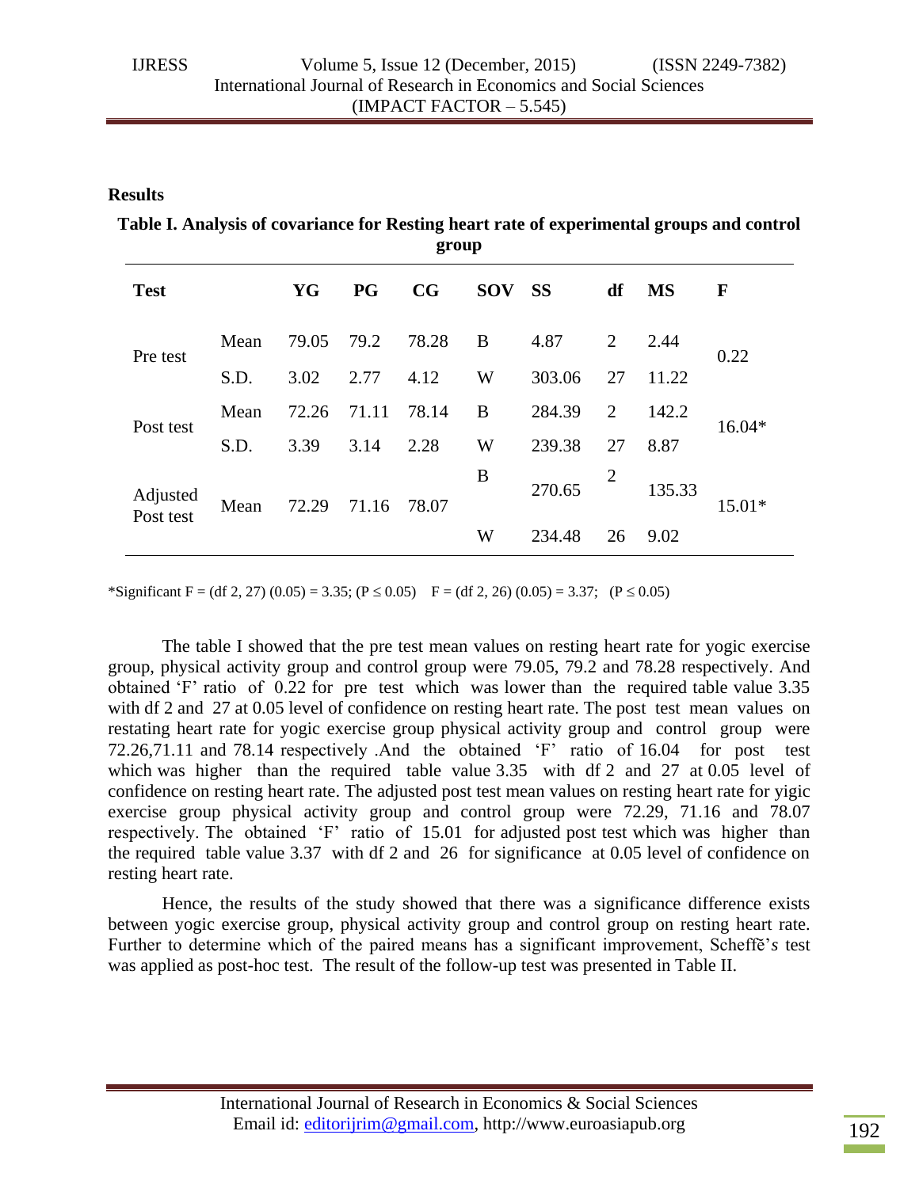## Results

**Table I. Analysis of covariance for Resting heart rate of experimental groups and control group**

| Test | | YG | PG | CG | SOV | SS | df | MS | F |
|---|---|---|---|---|---|---|---|---|---|
| Pre test | Mean | 79.05 | 79.2 | 78.28 | B | 4.87 | 2 | 2.44 | 0.22 |
| | S.D. | 3.02 | 2.77 | 4.12 | W | 303.06 | 27 | 11.22 | |
| Post test | Mean | 72.26 | 71.11 | 78.14 | B | 284.39 | 2 | 142.2 | 16.04* |
| | S.D. | 3.39 | 3.14 | 2.28 | W | 239.38 | 27 | 8.87 | |
| Adjusted Post test | Mean | 72.29 | 71.16 | 78.07 | B | 270.65 | 2 | 135.33 | 15.01* |
| | | | | | W | 234.48 | 26 | 9.02 | |

*Significant F = (df 2, 27) (0.05) = 3.35; ($P \leq 0.05$)  F = (df 2, 26) (0.05) = 3.37;  ($P \leq 0.05$)

The table I showed that the pre test mean values on resting heart rate for yogic exercise group, physical activity group and control group were 79.05, 79.2 and 78.28 respectively. And obtained 'F' ratio of 0.22 for pre test which was lower than the required table value 3.35 with df 2 and 27 at 0.05 level of confidence on resting heart rate. The post test mean values on restating heart rate for yogic exercise group physical activity group and control group were 72.26,71.11 and 78.14 respectively .And the obtained 'F' ratio of 16.04 for post test which was higher than the required table value 3.35 with df 2 and 27 at 0.05 level of confidence on resting heart rate. The adjusted post test mean values on resting heart rate for yigic exercise group physical activity group and control group were 72.29, 71.16 and 78.07 respectively. The obtained 'F' ratio of 15.01 for adjusted post test which was higher than the required table value 3.37 with df 2 and 26 for significance at 0.05 level of confidence on resting heart rate.

Hence, the results of the study showed that there was a significance difference exists between yogic exercise group, physical activity group and control group on resting heart rate. Further to determine which of the paired means has a significant improvement, Scheffě's test was applied as post-hoc test. The result of the follow-up test was presented in Table II.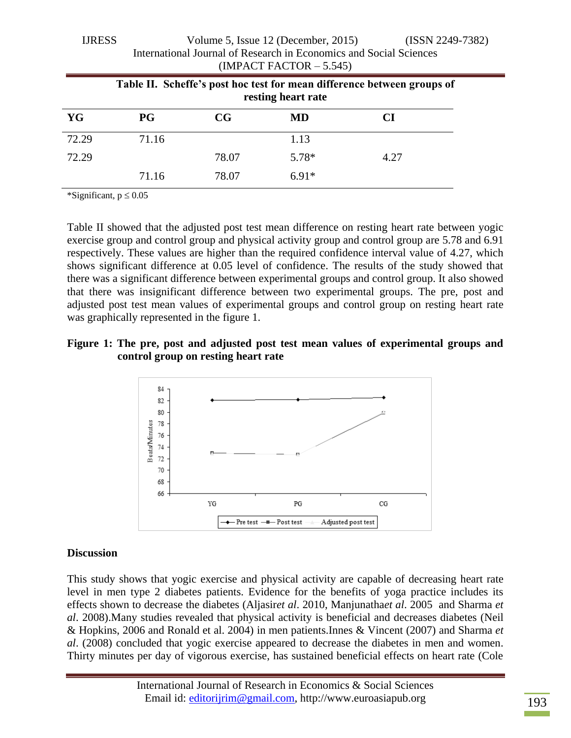**Table II. Scheffe's post hoc test for mean difference between groups of resting heart rate**

| YG | PG | CG | MD | CI |
|---|---|---|---|---|
| 72.29 | 71.16 | | 1.13 | |
| 72.29 | | 78.07 | 5.78* | 4.27 |
| | 71.16 | 78.07 | 6.91* | |

*Significant, $p \leq 0.05$

Table II showed that the adjusted post test mean difference on resting heart rate between yogic exercise group and control group and physical activity group and control group are 5.78 and 6.91 respectively. These values are higher than the required confidence interval value of 4.27, which shows significant difference at 0.05 level of confidence. The results of the study showed that there was a significant difference between experimental groups and control group. It also showed that there was insignificant difference between two experimental groups. The pre, post and adjusted post test mean values of experimental groups and control group on resting heart rate was graphically represented in the figure 1.

**Figure 1: The pre, post and adjusted post test mean values of experimental groups and control group on resting heart rate**

## Discussion

This study shows that yogic exercise and physical activity are capable of decreasing heart rate level in men type 2 diabetes patients. Evidence for the benefits of yoga practice includes its effects shown to decrease the diabetes (Aljasir*et al*. 2010, Manjunatha*et al*. 2005 and Sharma *et al*. 2008).Many studies revealed that physical activity is beneficial and decreases diabetes (Neil & Hopkins, 2006 and Ronald et al. 2004) in men patients.Innes & Vincent (2007) and Sharma *et al*. (2008) concluded that yogic exercise appeared to decrease the diabetes in men and women. Thirty minutes per day of vigorous exercise, has sustained beneficial effects on heart rate (Cole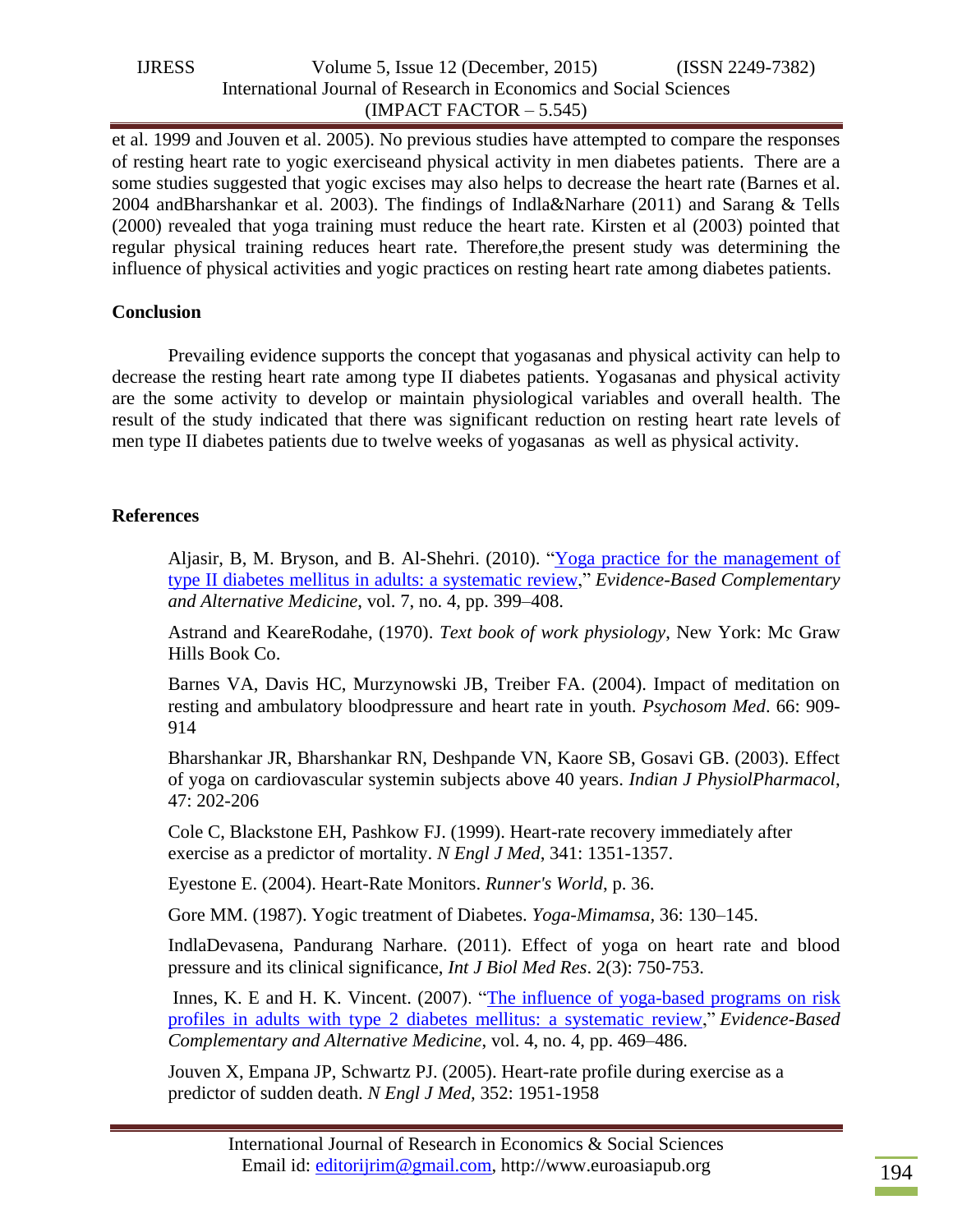et al. 1999 and Jouven et al. 2005). No previous studies have attempted to compare the responses of resting heart rate to yogic exerciseand physical activity in men diabetes patients. There are a some studies suggested that yogic excises may also helps to decrease the heart rate (Barnes et al. 2004 andBharshankar et al. 2003). The findings of Indla&Narhare (2011) and Sarang & Tells (2000) revealed that yoga training must reduce the heart rate. Kirsten et al (2003) pointed that regular physical training reduces heart rate. Therefore,the present study was determining the influence of physical activities and yogic practices on resting heart rate among diabetes patients.

## Conclusion

Prevailing evidence supports the concept that yogasanas and physical activity can help to decrease the resting heart rate among type II diabetes patients. Yogasanas and physical activity are the some activity to develop or maintain physiological variables and overall health. The result of the study indicated that there was significant reduction on resting heart rate levels of men type II diabetes patients due to twelve weeks of yogasanas as well as physical activity.

## References

Aljasir, B, M. Bryson, and B. Al-Shehri. (2010). "Yoga practice for the management of type II diabetes mellitus in adults: a systematic review," *Evidence-Based Complementary and Alternative Medicine*, vol. 7, no. 4, pp. 399–408.

Astrand and KeareRodahe, (1970). *Text book of work physiology*, New York: Mc Graw Hills Book Co.

Barnes VA, Davis HC, Murzynowski JB, Treiber FA. (2004). Impact of meditation on resting and ambulatory bloodpressure and heart rate in youth. *Psychosom Med*. 66: 909-914

Bharshankar JR, Bharshankar RN, Deshpande VN, Kaore SB, Gosavi GB. (2003). Effect of yoga on cardiovascular systemin subjects above 40 years. *Indian J PhysiolPharmacol*, 47: 202-206

Cole C, Blackstone EH, Pashkow FJ. (1999). Heart-rate recovery immediately after exercise as a predictor of mortality. *N Engl J Med*, 341: 1351-1357.

Eyestone E. (2004). Heart-Rate Monitors. *Runner's World*, p. 36.

Gore MM. (1987). Yogic treatment of Diabetes. *Yoga-Mimamsa*, 36: 130–145.

IndlaDevasena, Pandurang Narhare. (2011). Effect of yoga on heart rate and blood pressure and its clinical significance, *Int J Biol Med Res*. 2(3): 750-753.

Innes, K. E and H. K. Vincent. (2007). "The influence of yoga-based programs on risk profiles in adults with type 2 diabetes mellitus: a systematic review," *Evidence-Based Complementary and Alternative Medicine*, vol. 4, no. 4, pp. 469–486.

Jouven X, Empana JP, Schwartz PJ. (2005). Heart-rate profile during exercise as a predictor of sudden death. *N Engl J Med*, 352: 1951-1958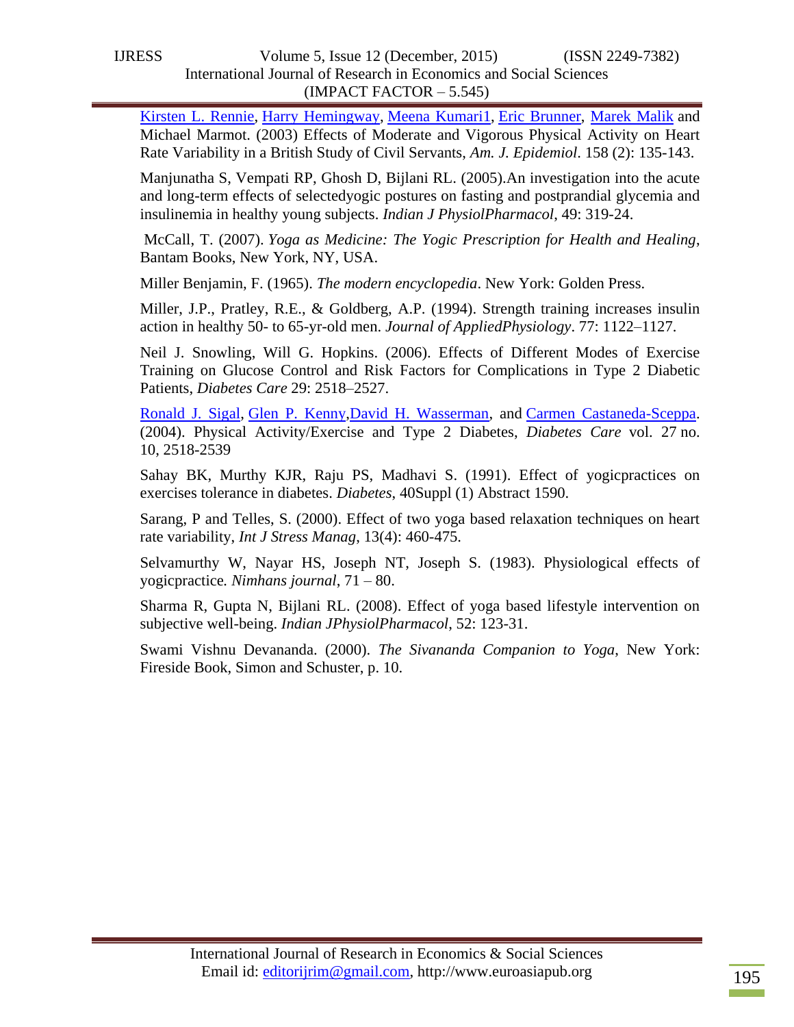Kirsten L. Rennie, Harry Hemingway, Meena Kumari1, Eric Brunner, Marek Malik and Michael Marmot. (2003) Effects of Moderate and Vigorous Physical Activity on Heart Rate Variability in a British Study of Civil Servants, *Am. J. Epidemiol*. 158 (2): 135-143.

Manjunatha S, Vempati RP, Ghosh D, Bijlani RL. (2005).An investigation into the acute and long-term effects of selectedyogic postures on fasting and postprandial glycemia and insulinemia in healthy young subjects. *Indian J PhysiolPharmacol*, 49: 319-24.

McCall, T. (2007). *Yoga as Medicine: The Yogic Prescription for Health and Healing*, Bantam Books, New York, NY, USA.

Miller Benjamin, F. (1965). *The modern encyclopedia*. New York: Golden Press.

Miller, J.P., Pratley, R.E., & Goldberg, A.P. (1994). Strength training increases insulin action in healthy 50- to 65-yr-old men. *Journal of AppliedPhysiology*. 77: 1122–1127.

Neil J. Snowling, Will G. Hopkins. (2006). Effects of Different Modes of Exercise Training on Glucose Control and Risk Factors for Complications in Type 2 Diabetic Patients, *Diabetes Care* 29: 2518–2527.

Ronald J. Sigal, Glen P. Kenny,David H. Wasserman, and Carmen Castaneda-Sceppa. (2004). Physical Activity/Exercise and Type 2 Diabetes, *Diabetes Care* vol. 27 no. 10, 2518-2539

Sahay BK, Murthy KJR, Raju PS, Madhavi S. (1991). Effect of yogicpractices on exercises tolerance in diabetes. *Diabetes*, 40Suppl (1) Abstract 1590.

Sarang, P and Telles, S. (2000). Effect of two yoga based relaxation techniques on heart rate variability, *Int J Stress Manag*, 13(4): 460-475.

Selvamurthy W, Nayar HS, Joseph NT, Joseph S. (1983). Physiological effects of yogicpractice. *Nimhans journal*, 71 – 80.

Sharma R, Gupta N, Bijlani RL. (2008). Effect of yoga based lifestyle intervention on subjective well-being. *Indian JPhysiolPharmacol*, 52: 123-31.

Swami Vishnu Devananda. (2000). *The Sivananda Companion to Yoga*, New York: Fireside Book, Simon and Schuster, p. 10.